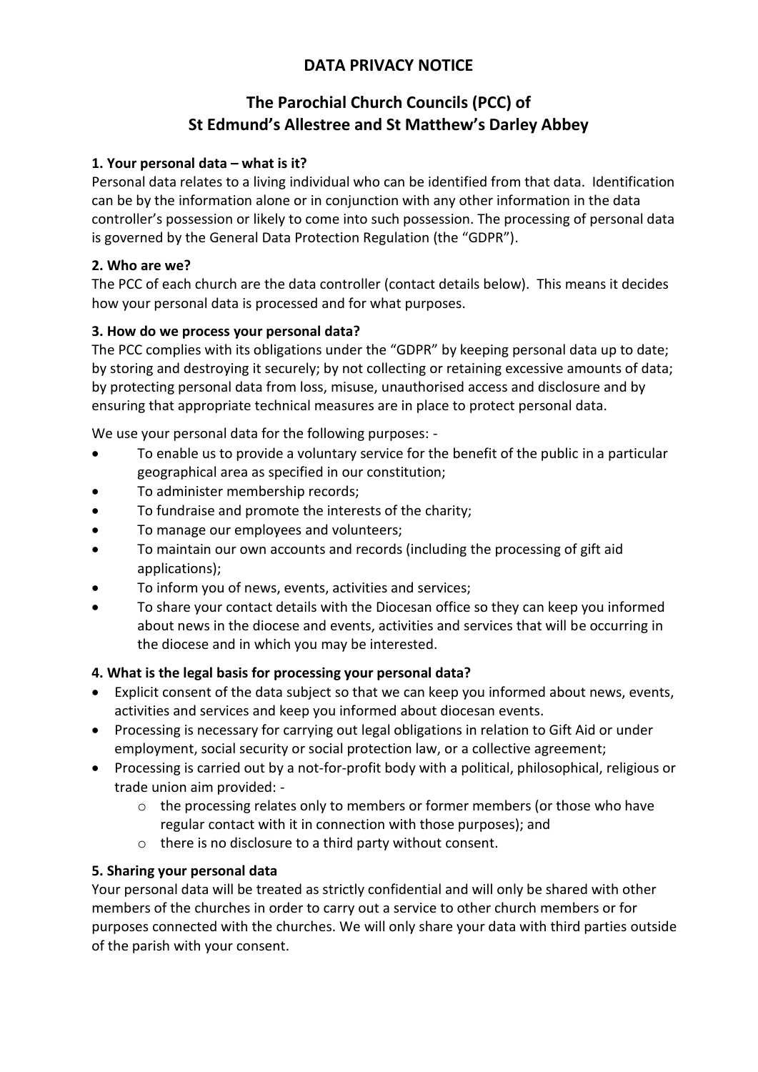# DATA PRIVACY NOTICE

## The Parochial Church Councils (PCC) of St Edmund's Allestree and St Matthew's Darley Abbey

### 1. Your personal data – what is it?

Personal data relates to a living individual who can be identified from that data. Identification can be by the information alone or in conjunction with any other information in the data controller's possession or likely to come into such possession. The processing of personal data is governed by the General Data Protection Regulation (the "GDPR").

### 2. Who are we?

The PCC of each church are the data controller (contact details below). This means it decides how your personal data is processed and for what purposes.

### 3. How do we process your personal data?

The PCC complies with its obligations under the "GDPR" by keeping personal data up to date; by storing and destroying it securely; by not collecting or retaining excessive amounts of data; by protecting personal data from loss, misuse, unauthorised access and disclosure and by ensuring that appropriate technical measures are in place to protect personal data.

We use your personal data for the following purposes: -

- To enable us to provide a voluntary service for the benefit of the public in a particular geographical area as specified in our constitution;
- To administer membership records;
- To fundraise and promote the interests of the charity;
- To manage our employees and volunteers;
- To maintain our own accounts and records (including the processing of gift aid applications);
- To inform you of news, events, activities and services;
- To share your contact details with the Diocesan office so they can keep you informed about news in the diocese and events, activities and services that will be occurring in the diocese and in which you may be interested.

### 4. What is the legal basis for processing your personal data?

- Explicit consent of the data subject so that we can keep you informed about news, events, activities and services and keep you informed about diocesan events.
- Processing is necessary for carrying out legal obligations in relation to Gift Aid or under employment, social security or social protection law, or a collective agreement;
- Processing is carried out by a not-for-profit body with a political, philosophical, religious or trade union aim provided: -
  - the processing relates only to members or former members (or those who have regular contact with it in connection with those purposes); and
  - there is no disclosure to a third party without consent.

### 5. Sharing your personal data

Your personal data will be treated as strictly confidential and will only be shared with other members of the churches in order to carry out a service to other church members or for purposes connected with the churches. We will only share your data with third parties outside of the parish with your consent.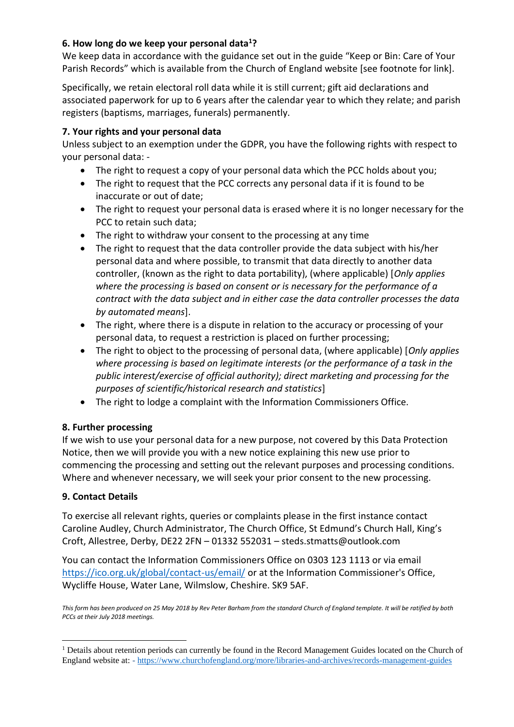### 6. How long do we keep your personal data[1]?

We keep data in accordance with the guidance set out in the guide "Keep or Bin: Care of Your Parish Records" which is available from the Church of England website [see footnote for link].

Specifically, we retain electoral roll data while it is still current; gift aid declarations and associated paperwork for up to 6 years after the calendar year to which they relate; and parish registers (baptisms, marriages, funerals) permanently.

### 7. Your rights and your personal data

Unless subject to an exemption under the GDPR, you have the following rights with respect to your personal data: -

- The right to request a copy of your personal data which the PCC holds about you;
- The right to request that the PCC corrects any personal data if it is found to be inaccurate or out of date;
- The right to request your personal data is erased where it is no longer necessary for the PCC to retain such data;
- The right to withdraw your consent to the processing at any time
- The right to request that the data controller provide the data subject with his/her personal data and where possible, to transmit that data directly to another data controller, (known as the right to data portability), (where applicable) [*Only applies where the processing is based on consent or is necessary for the performance of a contract with the data subject and in either case the data controller processes the data by automated means*].
- The right, where there is a dispute in relation to the accuracy or processing of your personal data, to request a restriction is placed on further processing;
- The right to object to the processing of personal data, (where applicable) [*Only applies where processing is based on legitimate interests (or the performance of a task in the public interest/exercise of official authority); direct marketing and processing for the purposes of scientific/historical research and statistics*]
- The right to lodge a complaint with the Information Commissioners Office.

### 8. Further processing

If we wish to use your personal data for a new purpose, not covered by this Data Protection Notice, then we will provide you with a new notice explaining this new use prior to commencing the processing and setting out the relevant purposes and processing conditions. Where and whenever necessary, we will seek your prior consent to the new processing.

### 9. Contact Details

To exercise all relevant rights, queries or complaints please in the first instance contact Caroline Audley, Church Administrator, The Church Office, St Edmund's Church Hall, King's Croft, Allestree, Derby, DE22 2FN – 01332 552031 – steds.stmatts@outlook.com

You can contact the Information Commissioners Office on 0303 123 1113 or via email https://ico.org.uk/global/contact-us/email/ or at the Information Commissioner's Office, Wycliffe House, Water Lane, Wilmslow, Cheshire. SK9 5AF.

*This form has been produced on 25 May 2018 by Rev Peter Barham from the standard Church of England template. It will be ratified by both PCCs at their July 2018 meetings.*

---

[1] Details about retention periods can currently be found in the Record Management Guides located on the Church of England website at: - https://www.churchofengland.org/more/libraries-and-archives/records-management-guides